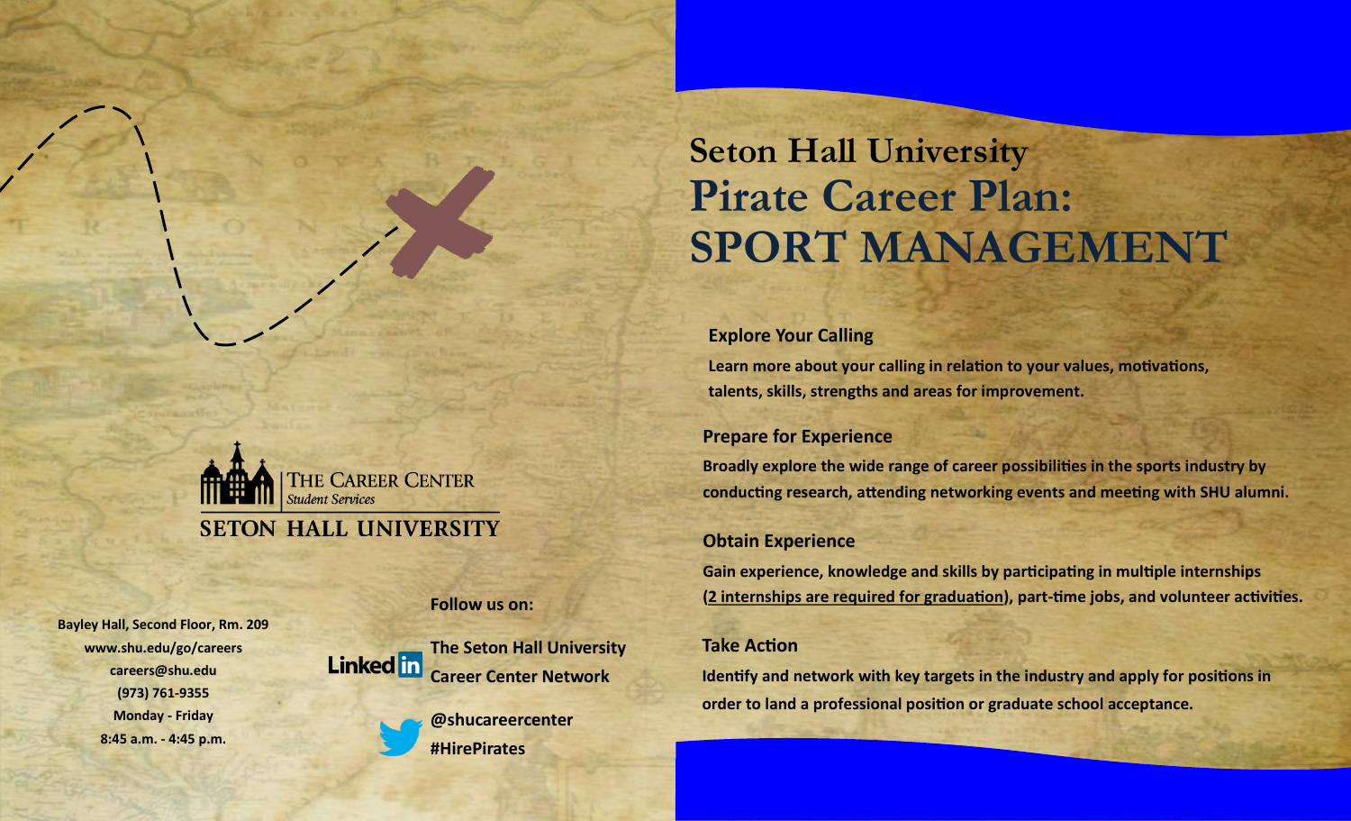THE CAREER CENTER
*Student Services*
SETON HALL UNIVERSITY

Bayley Hall, Second Floor, Rm. 209
www.shu.edu/go/careers
careers@shu.edu
(973) 761-9355
Monday - Friday
8:45 a.m. - 4:45 p.m.

**Follow us on:**

**LinkedIn: The Seton Hall University Career Center Network**

**Twitter: @shucareercenter #HirePirates**

# Seton Hall University
# Pirate Career Plan: SPORT MANAGEMENT

### Explore Your Calling

**Learn more about your calling in relation to your values, motivations, talents, skills, strengths and areas for improvement.**

### Prepare for Experience

**Broadly explore the wide range of career possibilities in the sports industry by conducting research, attending networking events and meeting with SHU alumni.**

### Obtain Experience

**Gain experience, knowledge and skills by participating in multiple internships (2 internships are required for graduation), part-time jobs, and volunteer activities.**

### Take Action

**Identify and network with key targets in the industry and apply for positions in order to land a professional position or graduate school acceptance.**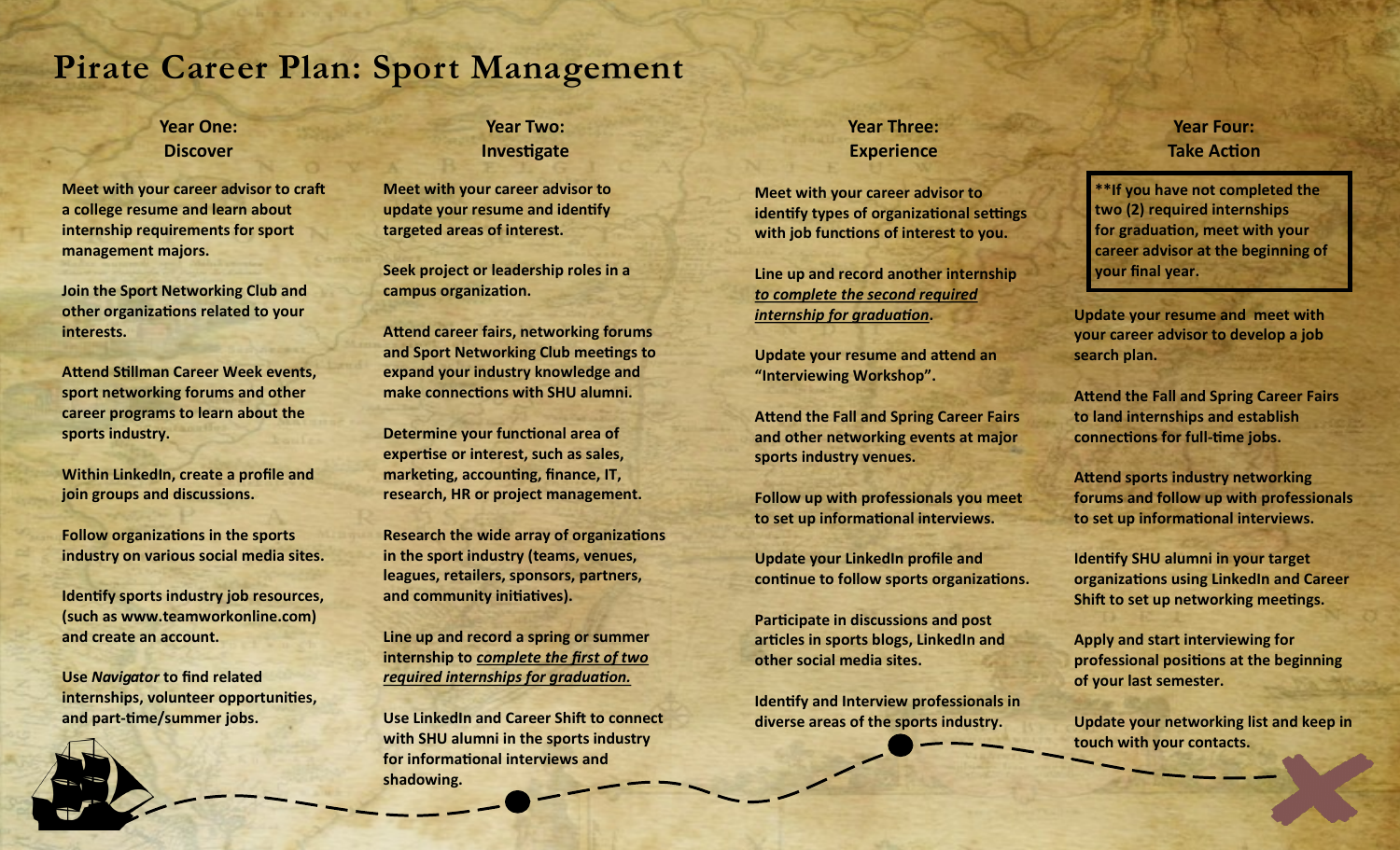# Pirate Career Plan: Sport Management

## Year One: Discover

Meet with your career advisor to craft a college resume and learn about internship requirements for sport management majors.

Join the Sport Networking Club and other organizations related to your interests.

Attend Stillman Career Week events, sport networking forums and other career programs to learn about the sports industry.

Within LinkedIn, create a profile and join groups and discussions.

Follow organizations in the sports industry on various social media sites.

Identify sports industry job resources, (such as www.teamworkonline.com) and create an account.

Use *Navigator* to find related internships, volunteer opportunities, and part-time/summer jobs.

## Year Two: Investigate

Meet with your career advisor to update your resume and identify targeted areas of interest.

Seek project or leadership roles in a campus organization.

Attend career fairs, networking forums and Sport Networking Club meetings to expand your industry knowledge and make connections with SHU alumni.

Determine your functional area of expertise or interest, such as sales, marketing, accounting, finance, IT, research, HR or project management.

Research the wide array of organizations in the sport industry (teams, venues, leagues, retailers, sponsors, partners, and community initiatives).

Line up and record a spring or summer internship to *complete the first of two required internships for graduation.*

Use LinkedIn and Career Shift to connect with SHU alumni in the sports industry for informational interviews and shadowing.

## Year Three: Experience

Meet with your career advisor to identify types of organizational settings with job functions of interest to you.

Line up and record another internship *to complete the second required internship for graduation*.

Update your resume and attend an "Interviewing Workshop".

Attend the Fall and Spring Career Fairs and other networking events at major sports industry venues.

Follow up with professionals you meet to set up informational interviews.

Update your LinkedIn profile and continue to follow sports organizations.

Participate in discussions and post articles in sports blogs, LinkedIn and other social media sites.

Identify and Interview professionals in diverse areas of the sports industry.

## Year Four: Take Action

**If you have not completed the two (2) required internships for graduation, meet with your career advisor at the beginning of your final year.

Update your resume and meet with your career advisor to develop a job search plan.

Attend the Fall and Spring Career Fairs to land internships and establish connections for full-time jobs.

Attend sports industry networking forums and follow up with professionals to set up informational interviews.

Identify SHU alumni in your target organizations using LinkedIn and Career Shift to set up networking meetings.

Apply and start interviewing for professional positions at the beginning of your last semester.

Update your networking list and keep in touch with your contacts.